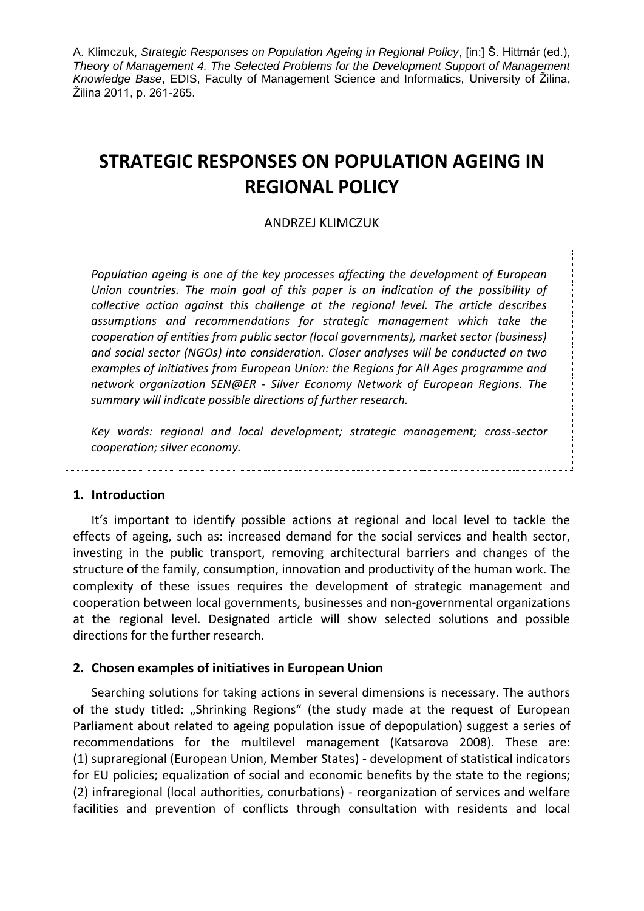A. Klimczuk, *Strategic Responses on Population Ageing in Regional Policy*, [in:] Š. Hittmár (ed.), *Theory of Management 4. The Selected Problems for the Development Support of Management Knowledge Base*, EDIS, Faculty of Management Science and Informatics, University of Žilina, Žilina 2011, p. 261-265.

# STRATEGIC RESPONSES ON POPULATION AGEING IN REGIONAL POLICY

ANDRZEJ KLIMCZUK

*Population ageing is one of the key processes affecting the development of European Union countries. The main goal of this paper is an indication of the possibility of collective action against this challenge at the regional level. The article describes assumptions and recommendations for strategic management which take the cooperation of entities from public sector (local governments), market sector (business) and social sector (NGOs) into consideration. Closer analyses will be conducted on two examples of initiatives from European Union: the Regions for All Ages programme and network organization SEN@ER - Silver Economy Network of European Regions. The summary will indicate possible directions of further research.*

*Key words: regional and local development; strategic management; cross-sector cooperation; silver economy.*

## 1. Introduction

It's important to identify possible actions at regional and local level to tackle the effects of ageing, such as: increased demand for the social services and health sector, investing in the public transport, removing architectural barriers and changes of the structure of the family, consumption, innovation and productivity of the human work. The complexity of these issues requires the development of strategic management and cooperation between local governments, businesses and non-governmental organizations at the regional level. Designated article will show selected solutions and possible directions for the further research.

## 2. Chosen examples of initiatives in European Union

Searching solutions for taking actions in several dimensions is necessary. The authors of the study titled: „Shrinking Regions" (the study made at the request of European Parliament about related to ageing population issue of depopulation) suggest a series of recommendations for the multilevel management (Katsarova 2008). These are: (1) supraregional (European Union, Member States) - development of statistical indicators for EU policies; equalization of social and economic benefits by the state to the regions; (2) infraregional (local authorities, conurbations) - reorganization of services and welfare facilities and prevention of conflicts through consultation with residents and local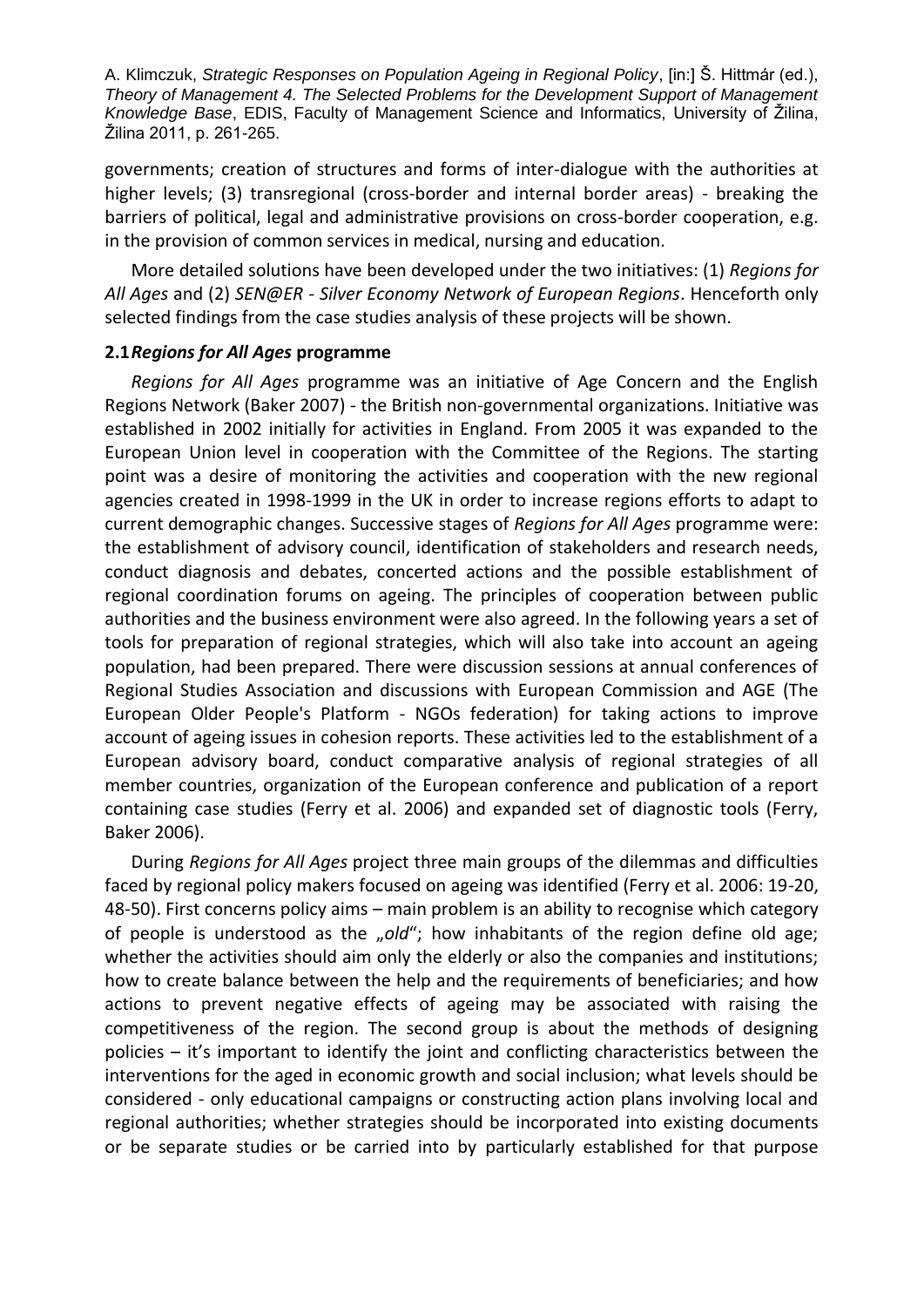governments; creation of structures and forms of inter-dialogue with the authorities at higher levels; (3) transregional (cross-border and internal border areas) - breaking the barriers of political, legal and administrative provisions on cross-border cooperation, e.g. in the provision of common services in medical, nursing and education.

More detailed solutions have been developed under the two initiatives: (1) *Regions for All Ages* and (2) *SEN@ER - Silver Economy Network of European Regions*. Henceforth only selected findings from the case studies analysis of these projects will be shown.

### 2.1 *Regions for All Ages* programme

*Regions for All Ages* programme was an initiative of Age Concern and the English Regions Network (Baker 2007) - the British non-governmental organizations. Initiative was established in 2002 initially for activities in England. From 2005 it was expanded to the European Union level in cooperation with the Committee of the Regions. The starting point was a desire of monitoring the activities and cooperation with the new regional agencies created in 1998-1999 in the UK in order to increase regions efforts to adapt to current demographic changes. Successive stages of *Regions for All Ages* programme were: the establishment of advisory council, identification of stakeholders and research needs, conduct diagnosis and debates, concerted actions and the possible establishment of regional coordination forums on ageing. The principles of cooperation between public authorities and the business environment were also agreed. In the following years a set of tools for preparation of regional strategies, which will also take into account an ageing population, had been prepared. There were discussion sessions at annual conferences of Regional Studies Association and discussions with European Commission and AGE (The European Older People's Platform - NGOs federation) for taking actions to improve account of ageing issues in cohesion reports. These activities led to the establishment of a European advisory board, conduct comparative analysis of regional strategies of all member countries, organization of the European conference and publication of a report containing case studies (Ferry et al. 2006) and expanded set of diagnostic tools (Ferry, Baker 2006).

During *Regions for All Ages* project three main groups of the dilemmas and difficulties faced by regional policy makers focused on ageing was identified (Ferry et al. 2006: 19-20, 48-50). First concerns policy aims – main problem is an ability to recognise which category of people is understood as the „*old*"; how inhabitants of the region define old age; whether the activities should aim only the elderly or also the companies and institutions; how to create balance between the help and the requirements of beneficiaries; and how actions to prevent negative effects of ageing may be associated with raising the competitiveness of the region. The second group is about the methods of designing policies – it's important to identify the joint and conflicting characteristics between the interventions for the aged in economic growth and social inclusion; what levels should be considered - only educational campaigns or constructing action plans involving local and regional authorities; whether strategies should be incorporated into existing documents or be separate studies or be carried into by particularly established for that purpose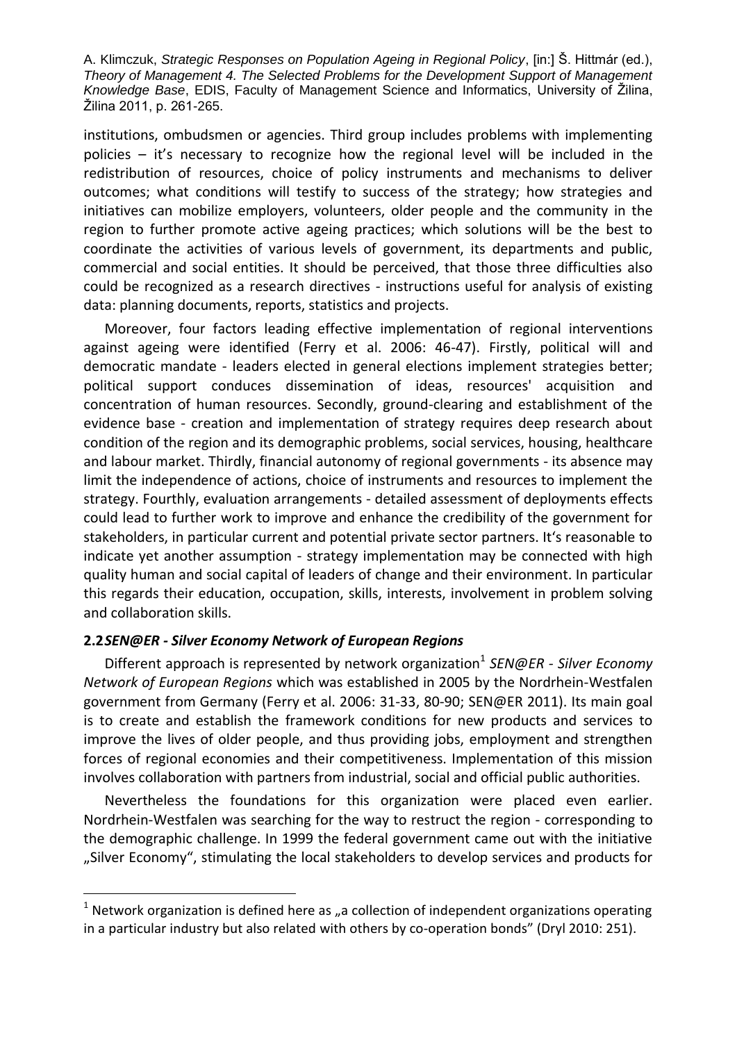institutions, ombudsmen or agencies. Third group includes problems with implementing policies – it's necessary to recognize how the regional level will be included in the redistribution of resources, choice of policy instruments and mechanisms to deliver outcomes; what conditions will testify to success of the strategy; how strategies and initiatives can mobilize employers, volunteers, older people and the community in the region to further promote active ageing practices; which solutions will be the best to coordinate the activities of various levels of government, its departments and public, commercial and social entities. It should be perceived, that those three difficulties also could be recognized as a research directives - instructions useful for analysis of existing data: planning documents, reports, statistics and projects.

Moreover, four factors leading effective implementation of regional interventions against ageing were identified (Ferry et al. 2006: 46-47). Firstly, political will and democratic mandate - leaders elected in general elections implement strategies better; political support conduces dissemination of ideas, resources' acquisition and concentration of human resources. Secondly, ground-clearing and establishment of the evidence base - creation and implementation of strategy requires deep research about condition of the region and its demographic problems, social services, housing, healthcare and labour market. Thirdly, financial autonomy of regional governments - its absence may limit the independence of actions, choice of instruments and resources to implement the strategy. Fourthly, evaluation arrangements - detailed assessment of deployments effects could lead to further work to improve and enhance the credibility of the government for stakeholders, in particular current and potential private sector partners. It's reasonable to indicate yet another assumption - strategy implementation may be connected with high quality human and social capital of leaders of change and their environment. In particular this regards their education, occupation, skills, interests, involvement in problem solving and collaboration skills.

### 2.2 *SEN@ER - Silver Economy Network of European Regions*

Different approach is represented by network organization[1] *SEN@ER - Silver Economy Network of European Regions* which was established in 2005 by the Nordrhein-Westfalen government from Germany (Ferry et al. 2006: 31-33, 80-90; SEN@ER 2011). Its main goal is to create and establish the framework conditions for new products and services to improve the lives of older people, and thus providing jobs, employment and strengthen forces of regional economies and their competitiveness. Implementation of this mission involves collaboration with partners from industrial, social and official public authorities.

Nevertheless the foundations for this organization were placed even earlier. Nordrhein-Westfalen was searching for the way to restruct the region - corresponding to the demographic challenge. In 1999 the federal government came out with the initiative „Silver Economy", stimulating the local stakeholders to develop services and products for

[1] Network organization is defined here as „a collection of independent organizations operating in a particular industry but also related with others by co-operation bonds" (Dryl 2010: 251).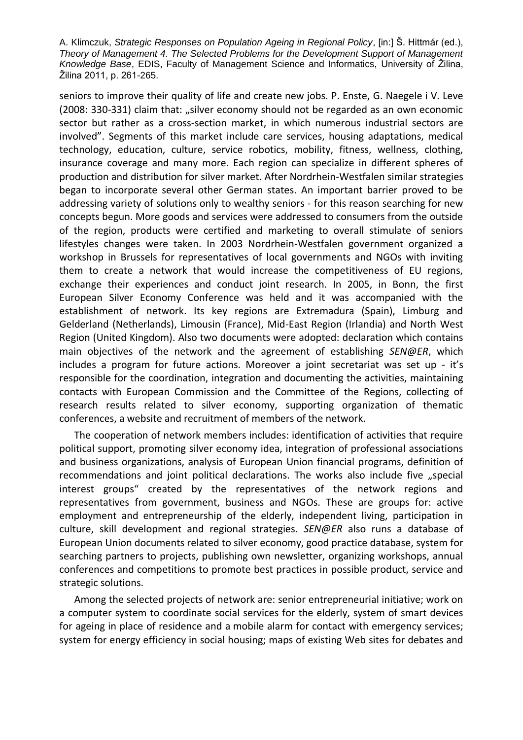seniors to improve their quality of life and create new jobs. P. Enste, G. Naegele i V. Leve (2008: 330-331) claim that: „silver economy should not be regarded as an own economic sector but rather as a cross-section market, in which numerous industrial sectors are involved". Segments of this market include care services, housing adaptations, medical technology, education, culture, service robotics, mobility, fitness, wellness, clothing, insurance coverage and many more. Each region can specialize in different spheres of production and distribution for silver market. After Nordrhein-Westfalen similar strategies began to incorporate several other German states. An important barrier proved to be addressing variety of solutions only to wealthy seniors - for this reason searching for new concepts begun. More goods and services were addressed to consumers from the outside of the region, products were certified and marketing to overall stimulate of seniors lifestyles changes were taken. In 2003 Nordrhein-Westfalen government organized a workshop in Brussels for representatives of local governments and NGOs with inviting them to create a network that would increase the competitiveness of EU regions, exchange their experiences and conduct joint research. In 2005, in Bonn, the first European Silver Economy Conference was held and it was accompanied with the establishment of network. Its key regions are Extremadura (Spain), Limburg and Gelderland (Netherlands), Limousin (France), Mid-East Region (Irlandia) and North West Region (United Kingdom). Also two documents were adopted: declaration which contains main objectives of the network and the agreement of establishing *SEN@ER*, which includes a program for future actions. Moreover a joint secretariat was set up - it's responsible for the coordination, integration and documenting the activities, maintaining contacts with European Commission and the Committee of the Regions, collecting of research results related to silver economy, supporting organization of thematic conferences, a website and recruitment of members of the network.

The cooperation of network members includes: identification of activities that require political support, promoting silver economy idea, integration of professional associations and business organizations, analysis of European Union financial programs, definition of recommendations and joint political declarations. The works also include five „special interest groups" created by the representatives of the network regions and representatives from government, business and NGOs. These are groups for: active employment and entrepreneurship of the elderly, independent living, participation in culture, skill development and regional strategies. *SEN@ER* also runs a database of European Union documents related to silver economy, good practice database, system for searching partners to projects, publishing own newsletter, organizing workshops, annual conferences and competitions to promote best practices in possible product, service and strategic solutions.

Among the selected projects of network are: senior entrepreneurial initiative; work on a computer system to coordinate social services for the elderly, system of smart devices for ageing in place of residence and a mobile alarm for contact with emergency services; system for energy efficiency in social housing; maps of existing Web sites for debates and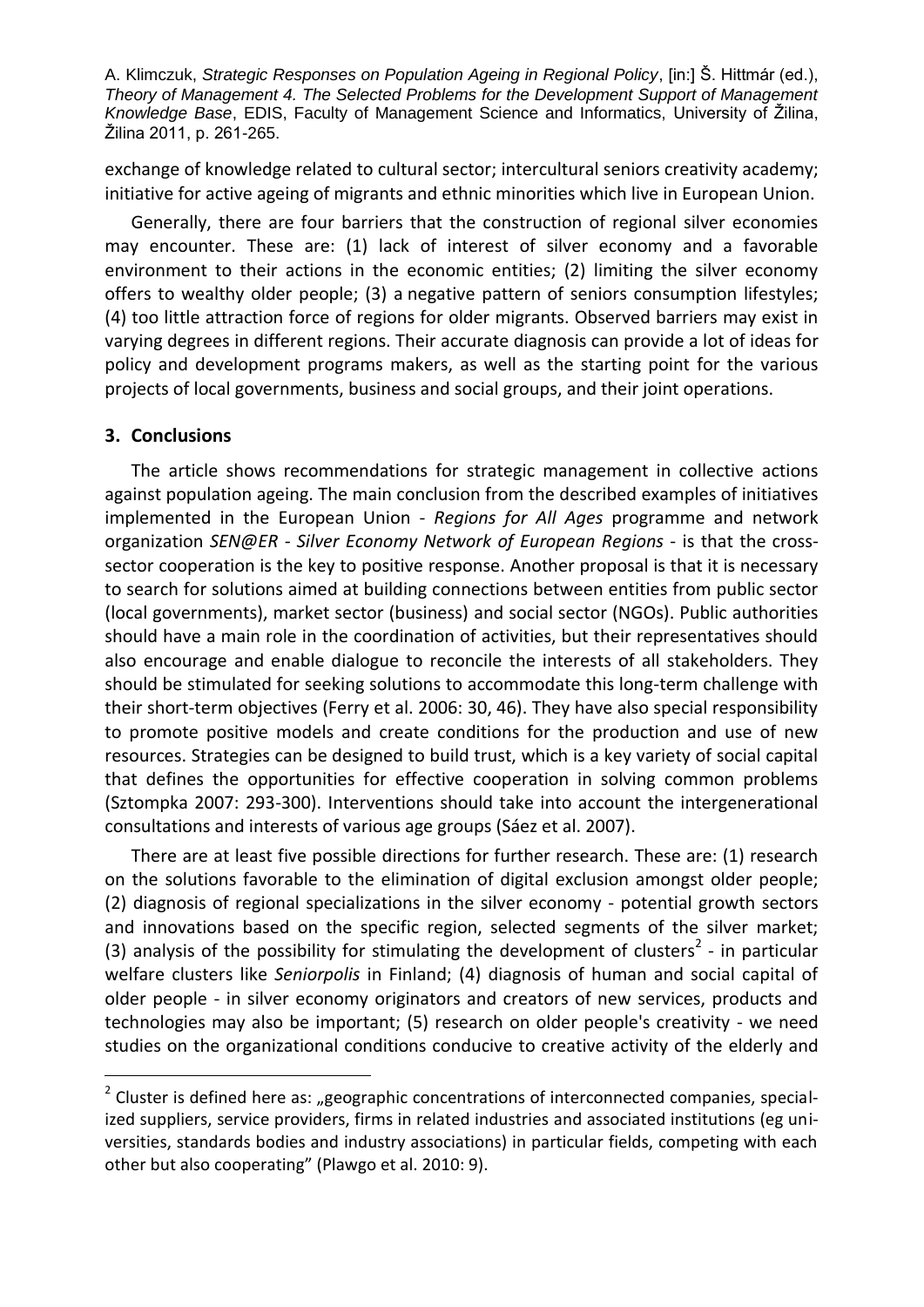exchange of knowledge related to cultural sector; intercultural seniors creativity academy; initiative for active ageing of migrants and ethnic minorities which live in European Union.

Generally, there are four barriers that the construction of regional silver economies may encounter. These are: (1) lack of interest of silver economy and a favorable environment to their actions in the economic entities; (2) limiting the silver economy offers to wealthy older people; (3) a negative pattern of seniors consumption lifestyles; (4) too little attraction force of regions for older migrants. Observed barriers may exist in varying degrees in different regions. Their accurate diagnosis can provide a lot of ideas for policy and development programs makers, as well as the starting point for the various projects of local governments, business and social groups, and their joint operations.

## 3. Conclusions

The article shows recommendations for strategic management in collective actions against population ageing. The main conclusion from the described examples of initiatives implemented in the European Union - *Regions for All Ages* programme and network organization *SEN@ER - Silver Economy Network of European Regions* - is that the cross-sector cooperation is the key to positive response. Another proposal is that it is necessary to search for solutions aimed at building connections between entities from public sector (local governments), market sector (business) and social sector (NGOs). Public authorities should have a main role in the coordination of activities, but their representatives should also encourage and enable dialogue to reconcile the interests of all stakeholders. They should be stimulated for seeking solutions to accommodate this long-term challenge with their short-term objectives (Ferry et al. 2006: 30, 46). They have also special responsibility to promote positive models and create conditions for the production and use of new resources. Strategies can be designed to build trust, which is a key variety of social capital that defines the opportunities for effective cooperation in solving common problems (Sztompka 2007: 293-300). Interventions should take into account the intergenerational consultations and interests of various age groups (Sáez et al. 2007).

There are at least five possible directions for further research. These are: (1) research on the solutions favorable to the elimination of digital exclusion amongst older people; (2) diagnosis of regional specializations in the silver economy - potential growth sectors and innovations based on the specific region, selected segments of the silver market; (3) analysis of the possibility for stimulating the development of clusters[2] - in particular welfare clusters like *Seniorpolis* in Finland; (4) diagnosis of human and social capital of older people - in silver economy originators and creators of new services, products and technologies may also be important; (5) research on older people's creativity - we need studies on the organizational conditions conducive to creative activity of the elderly and

[2] Cluster is defined here as: „geographic concentrations of interconnected companies, specialized suppliers, service providers, firms in related industries and associated institutions (eg universities, standards bodies and industry associations) in particular fields, competing with each other but also cooperating" (Plawgo et al. 2010: 9).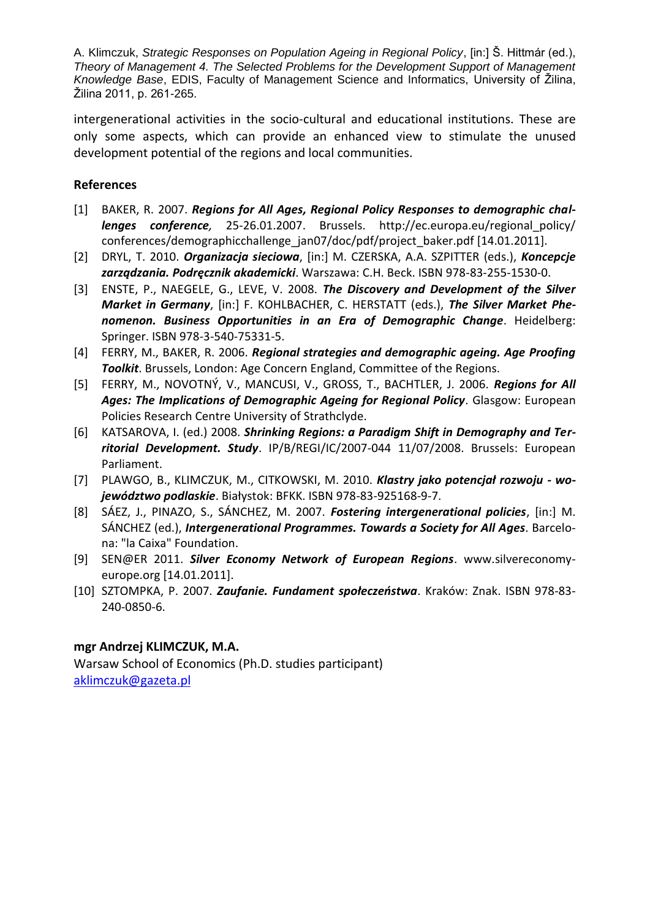intergenerational activities in the socio-cultural and educational institutions. These are only some aspects, which can provide an enhanced view to stimulate the unused development potential of the regions and local communities.

## References

[1] BAKER, R. 2007. ***Regions for All Ages, Regional Policy Responses to demographic challenges conference,*** 25-26.01.2007. Brussels. http://ec.europa.eu/regional_policy/conferences/demographicchallenge_jan07/doc/pdf/project_baker.pdf [14.01.2011].

[2] DRYL, T. 2010. ***Organizacja sieciowa***, [in:] M. CZERSKA, A.A. SZPITTER (eds.), ***Koncepcje zarządzania. Podręcznik akademicki***. Warszawa: C.H. Beck. ISBN 978-83-255-1530-0.

[3] ENSTE, P., NAEGELE, G., LEVE, V. 2008. ***The Discovery and Development of the Silver Market in Germany***, [in:] F. KOHLBACHER, C. HERSTATT (eds.), ***The Silver Market Phenomenon. Business Opportunities in an Era of Demographic Change***. Heidelberg: Springer. ISBN 978-3-540-75331-5.

[4] FERRY, M., BAKER, R. 2006. ***Regional strategies and demographic ageing. Age Proofing Toolkit***. Brussels, London: Age Concern England, Committee of the Regions.

[5] FERRY, M., NOVOTNÝ, V., MANCUSI, V., GROSS, T., BACHTLER, J. 2006. ***Regions for All Ages: The Implications of Demographic Ageing for Regional Policy***. Glasgow: European Policies Research Centre University of Strathclyde.

[6] KATSAROVA, I. (ed.) 2008. ***Shrinking Regions: a Paradigm Shift in Demography and Territorial Development. Study***. IP/B/REGI/IC/2007-044 11/07/2008. Brussels: European Parliament.

[7] PLAWGO, B., KLIMCZUK, M., CITKOWSKI, M. 2010. ***Klastry jako potencjał rozwoju - województwo podlaskie***. Białystok: BFKK. ISBN 978-83-925168-9-7.

[8] SÁEZ, J., PINAZO, S., SÁNCHEZ, M. 2007. ***Fostering intergenerational policies***, [in:] M. SÁNCHEZ (ed.), ***Intergenerational Programmes. Towards a Society for All Ages***. Barcelona: "la Caixa" Foundation.

[9] SEN@ER 2011. ***Silver Economy Network of European Regions***. www.silvereconomy-europe.org [14.01.2011].

[10] SZTOMPKA, P. 2007. ***Zaufanie. Fundament społeczeństwa***. Kraków: Znak. ISBN 978-83-240-0850-6.

**mgr Andrzej KLIMCZUK, M.A.**
Warsaw School of Economics (Ph.D. studies participant)
aklimczuk@gazeta.pl